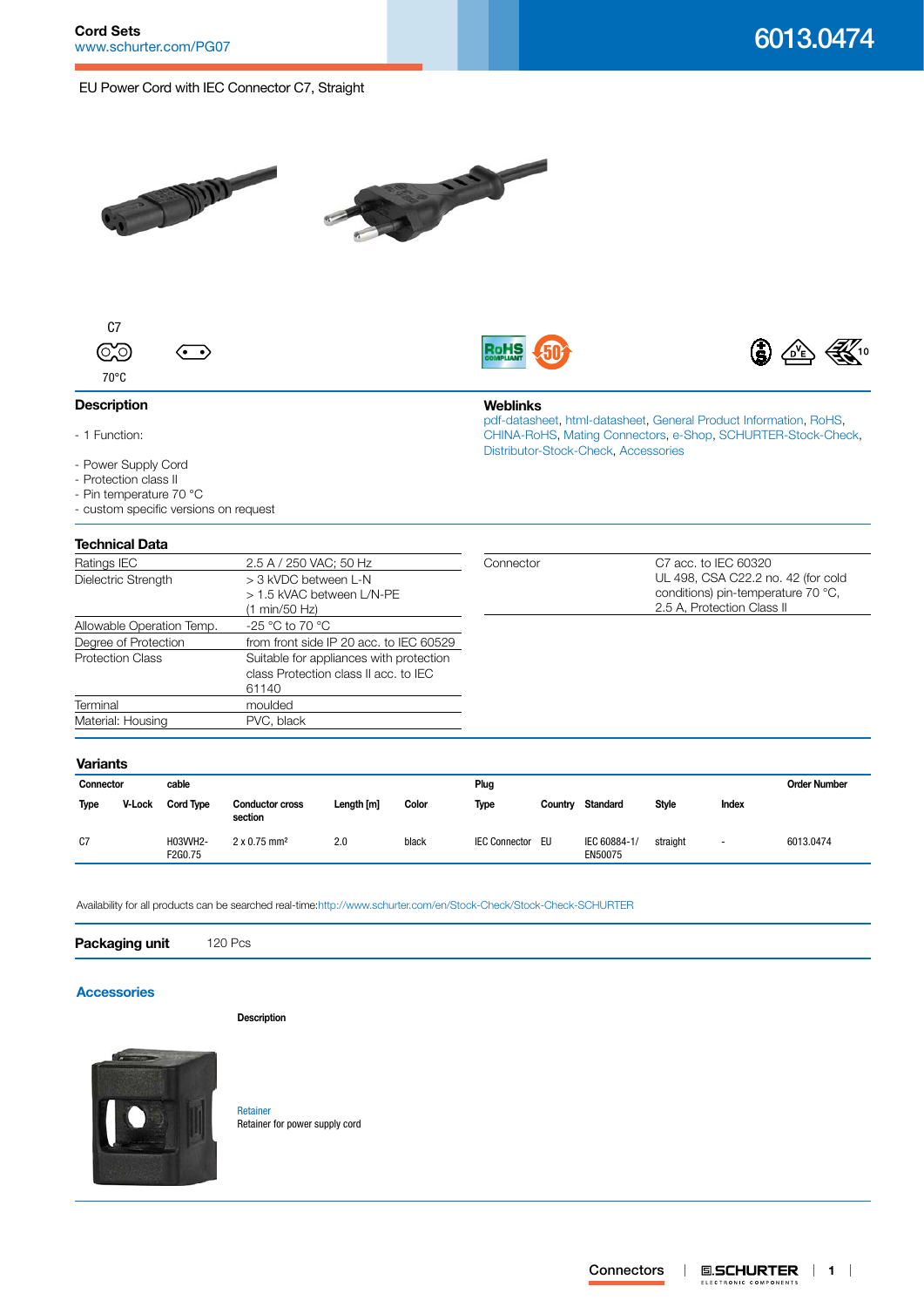# Cord Sets

www.schurter.com/PG07

## 6013.0474

EU Power Cord with IEC Connector C7, Straight

C7

70°C

## Description

- 1 Function:

- Power Supply Cord
- Protection class II
- Pin temperature 70 °C
- custom specific versions on request

## Weblinks

pdf-datasheet, html-datasheet, General Product Information, RoHS, CHINA-RoHS, Mating Connectors, e-Shop, SCHURTER-Stock-Check, Distributor-Stock-Check, Accessories

## Technical Data

| | |
|---|---|
| Ratings IEC | 2.5 A / 250 VAC; 50 Hz |
| Dielectric Strength | > 3 kVDC between L-N<br>> 1.5 kVAC between L/N-PE<br>(1 min/50 Hz) |
| Allowable Operation Temp. | -25 °C to 70 °C |
| Degree of Protection | from front side IP 20 acc. to IEC 60529 |
| Protection Class | Suitable for appliances with protection class Protection class II acc. to IEC 61140 |
| Terminal | moulded |
| Material: Housing | PVC, black |

| | |
|---|---|
| Connector | C7 acc. to IEC 60320<br>UL 498, CSA C22.2 no. 42 (for cold conditions) pin-temperature 70 °C, 2.5 A, Protection Class II |

## Variants

| Connector | | cable | | | | Plug | | | | | Order Number |
|---|---|---|---|---|---|---|---|---|---|---|---|
| Type | V-Lock | Cord Type | Conductor cross section | Length [m] | Color | Type | Country | Standard | Style | Index | |
| C7 | | H03VVH2-F2G0.75 | 2 x 0.75 mm² | 2.0 | black | IEC Connector | EU | IEC 60884-1/ EN50075 | straight | - | 6013.0474 |

Availability for all products can be searched real-time:http://www.schurter.com/en/Stock-Check/Stock-Check-SCHURTER

**Packaging unit** 120 Pcs

## Accessories

**Description**

Retainer
Retainer for power supply cord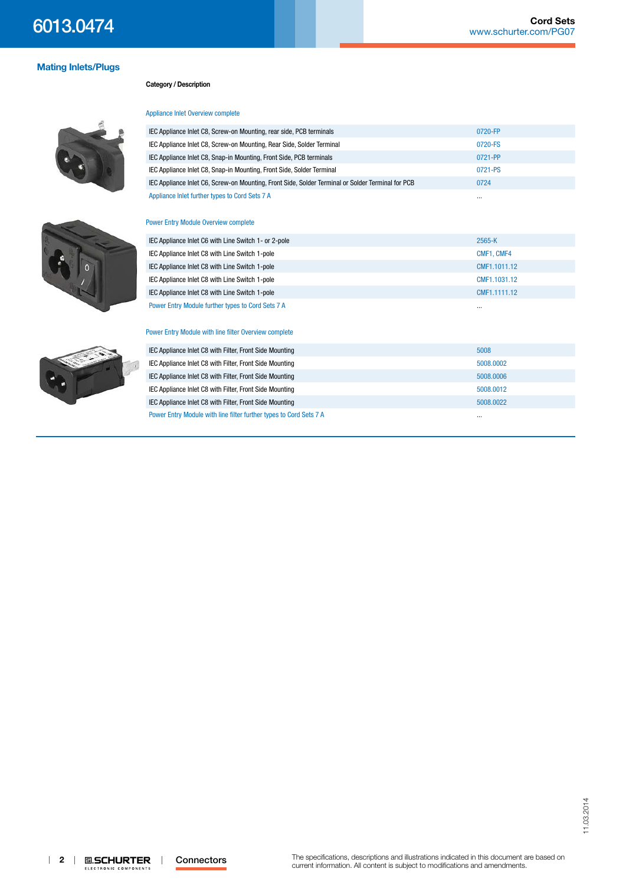## Mating Inlets/Plugs

**Category / Description**

Appliance Inlet Overview complete

| | |
|---|---|
| IEC Appliance Inlet C8, Screw-on Mounting, rear side, PCB terminals | 0720-FP |
| IEC Appliance Inlet C8, Screw-on Mounting, Rear Side, Solder Terminal | 0720-FS |
| IEC Appliance Inlet C8, Snap-in Mounting, Front Side, PCB terminals | 0721-PP |
| IEC Appliance Inlet C8, Snap-in Mounting, Front Side, Solder Terminal | 0721-PS |
| IEC Appliance Inlet C6, Screw-on Mounting, Front Side, Solder Terminal or Solder Terminal for PCB | 0724 |
| Appliance Inlet further types to Cord Sets 7 A | ... |

Power Entry Module Overview complete

| | |
|---|---|
| IEC Appliance Inlet C6 with Line Switch 1- or 2-pole | 2565-K |
| IEC Appliance Inlet C8 with Line Switch 1-pole | CMF1, CMF4 |
| IEC Appliance Inlet C8 with Line Switch 1-pole | CMF1.1011.12 |
| IEC Appliance Inlet C8 with Line Switch 1-pole | CMF1.1031.12 |
| IEC Appliance Inlet C8 with Line Switch 1-pole | CMF1.1111.12 |
| Power Entry Module further types to Cord Sets 7 A | ... |

Power Entry Module with line filter Overview complete

| | |
|---|---|
| IEC Appliance Inlet C8 with Filter, Front Side Mounting | 5008 |
| IEC Appliance Inlet C8 with Filter, Front Side Mounting | 5008.0002 |
| IEC Appliance Inlet C8 with Filter, Front Side Mounting | 5008.0006 |
| IEC Appliance Inlet C8 with Filter, Front Side Mounting | 5008.0012 |
| IEC Appliance Inlet C8 with Filter, Front Side Mounting | 5008.0022 |
| Power Entry Module with line filter further types to Cord Sets 7 A | ... |

The specifications, descriptions and illustrations indicated in this document are based on current information. All content is subject to modifications and amendments.